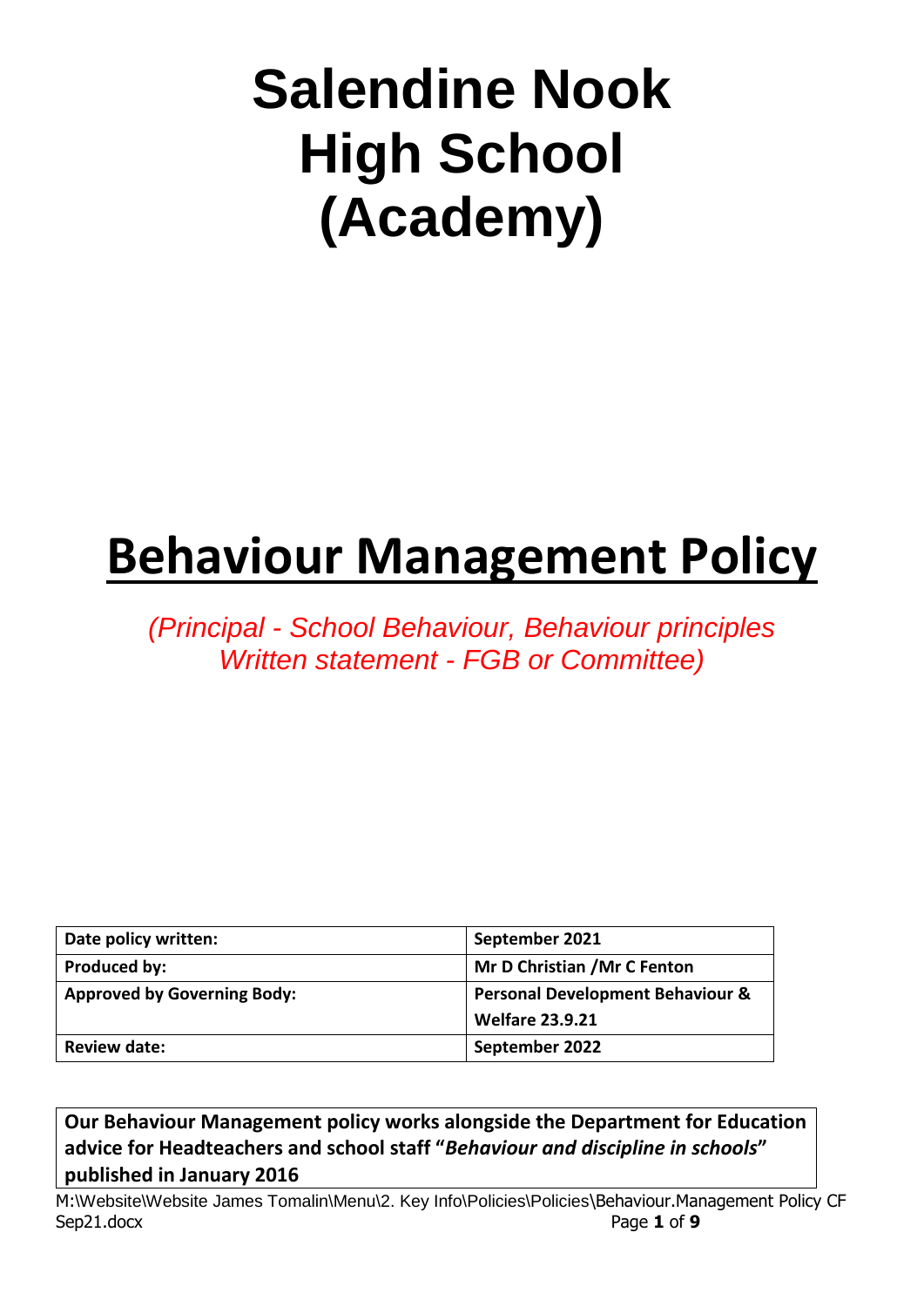# Salendine Nook High School (Academy)

# Behaviour Management Policy

*(Principal - School Behaviour, Behaviour principles Written statement - FGB or Committee)*

| Date policy written: | September 2021 |
|---|---|
| Produced by: | Mr D Christian /Mr C Fenton |
| Approved by Governing Body: | Personal Development Behaviour & Welfare 23.9.21 |
| Review date: | September 2022 |

**Our Behaviour Management policy works alongside the Department for Education advice for Headteachers and school staff "*Behaviour and discipline in schools*" published in January 2016**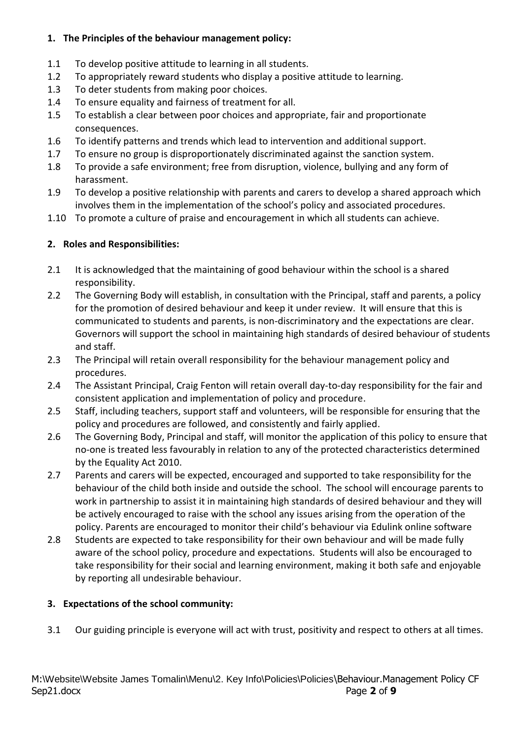## 1. The Principles of the behaviour management policy:

1.1 To develop positive attitude to learning in all students.
1.2 To appropriately reward students who display a positive attitude to learning.
1.3 To deter students from making poor choices.
1.4 To ensure equality and fairness of treatment for all.
1.5 To establish a clear between poor choices and appropriate, fair and proportionate consequences.
1.6 To identify patterns and trends which lead to intervention and additional support.
1.7 To ensure no group is disproportionately discriminated against the sanction system.
1.8 To provide a safe environment; free from disruption, violence, bullying and any form of harassment.
1.9 To develop a positive relationship with parents and carers to develop a shared approach which involves them in the implementation of the school's policy and associated procedures.
1.10 To promote a culture of praise and encouragement in which all students can achieve.

## 2. Roles and Responsibilities:

2.1 It is acknowledged that the maintaining of good behaviour within the school is a shared responsibility.
2.2 The Governing Body will establish, in consultation with the Principal, staff and parents, a policy for the promotion of desired behaviour and keep it under review. It will ensure that this is communicated to students and parents, is non-discriminatory and the expectations are clear. Governors will support the school in maintaining high standards of desired behaviour of students and staff.
2.3 The Principal will retain overall responsibility for the behaviour management policy and procedures.
2.4 The Assistant Principal, Craig Fenton will retain overall day-to-day responsibility for the fair and consistent application and implementation of policy and procedure.
2.5 Staff, including teachers, support staff and volunteers, will be responsible for ensuring that the policy and procedures are followed, and consistently and fairly applied.
2.6 The Governing Body, Principal and staff, will monitor the application of this policy to ensure that no-one is treated less favourably in relation to any of the protected characteristics determined by the Equality Act 2010.
2.7 Parents and carers will be expected, encouraged and supported to take responsibility for the behaviour of the child both inside and outside the school. The school will encourage parents to work in partnership to assist it in maintaining high standards of desired behaviour and they will be actively encouraged to raise with the school any issues arising from the operation of the policy. Parents are encouraged to monitor their child's behaviour via Edulink online software
2.8 Students are expected to take responsibility for their own behaviour and will be made fully aware of the school policy, procedure and expectations. Students will also be encouraged to take responsibility for their social and learning environment, making it both safe and enjoyable by reporting all undesirable behaviour.

## 3. Expectations of the school community:

3.1 Our guiding principle is everyone will act with trust, positivity and respect to others at all times.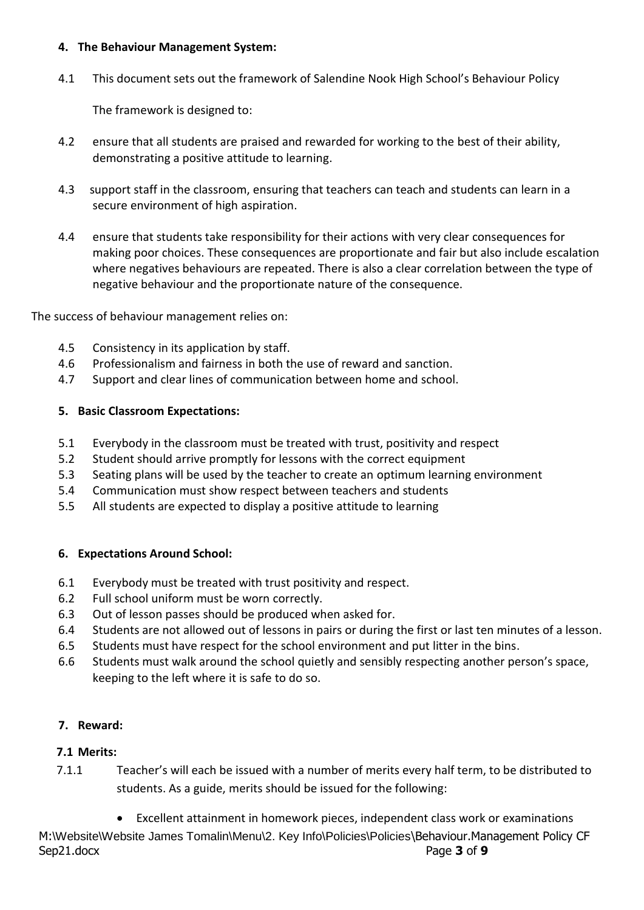## 4. The Behaviour Management System:

4.1 This document sets out the framework of Salendine Nook High School's Behaviour Policy

The framework is designed to:

4.2 ensure that all students are praised and rewarded for working to the best of their ability, demonstrating a positive attitude to learning.

4.3 support staff in the classroom, ensuring that teachers can teach and students can learn in a secure environment of high aspiration.

4.4 ensure that students take responsibility for their actions with very clear consequences for making poor choices. These consequences are proportionate and fair but also include escalation where negatives behaviours are repeated. There is also a clear correlation between the type of negative behaviour and the proportionate nature of the consequence.

The success of behaviour management relies on:

4.5 Consistency in its application by staff.
4.6 Professionalism and fairness in both the use of reward and sanction.
4.7 Support and clear lines of communication between home and school.

## 5. Basic Classroom Expectations:

5.1 Everybody in the classroom must be treated with trust, positivity and respect
5.2 Student should arrive promptly for lessons with the correct equipment
5.3 Seating plans will be used by the teacher to create an optimum learning environment
5.4 Communication must show respect between teachers and students
5.5 All students are expected to display a positive attitude to learning

## 6. Expectations Around School:

6.1 Everybody must be treated with trust positivity and respect.
6.2 Full school uniform must be worn correctly.
6.3 Out of lesson passes should be produced when asked for.
6.4 Students are not allowed out of lessons in pairs or during the first or last ten minutes of a lesson.
6.5 Students must have respect for the school environment and put litter in the bins.
6.6 Students must walk around the school quietly and sensibly respecting another person's space, keeping to the left where it is safe to do so.

## 7. Reward:

### 7.1 Merits:

7.1.1 Teacher's will each be issued with a number of merits every half term, to be distributed to students. As a guide, merits should be issued for the following:

- Excellent attainment in homework pieces, independent class work or examinations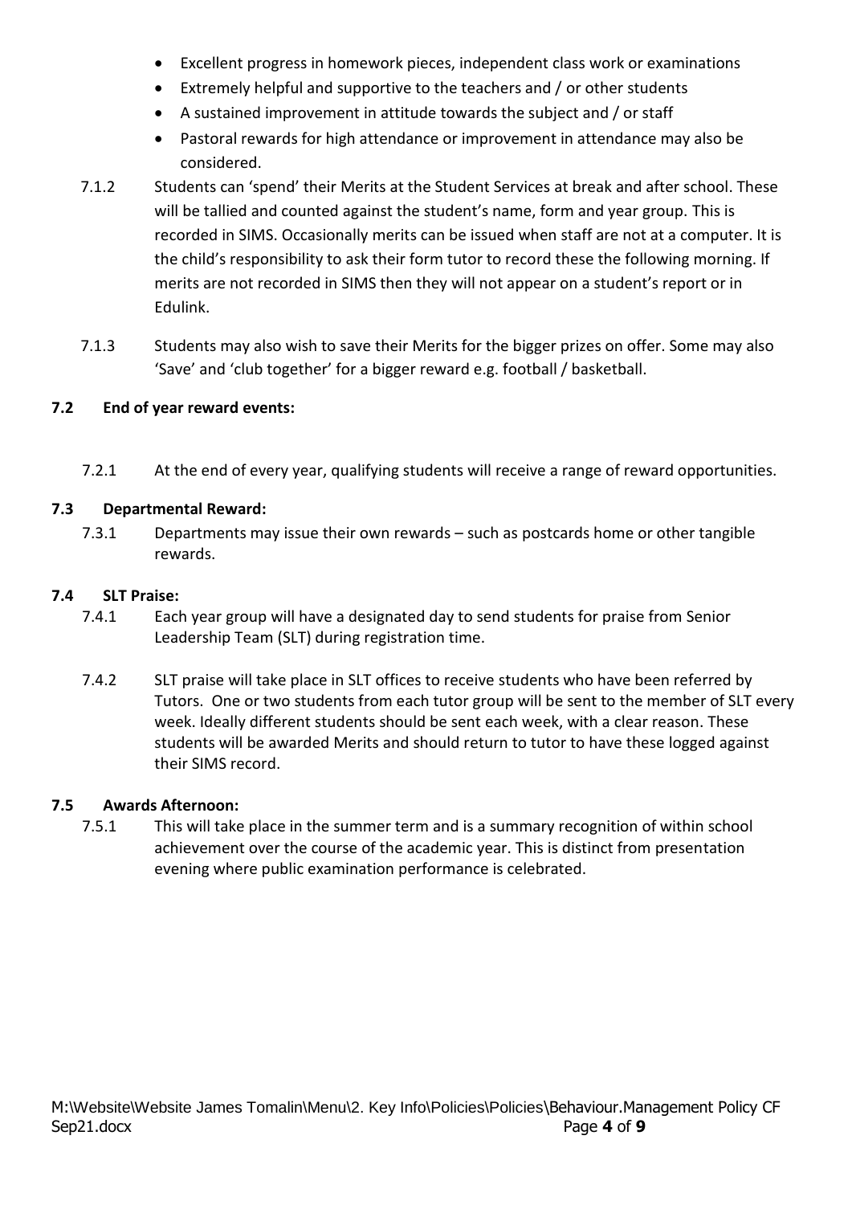- Excellent progress in homework pieces, independent class work or examinations
- Extremely helpful and supportive to the teachers and / or other students
- A sustained improvement in attitude towards the subject and / or staff
- Pastoral rewards for high attendance or improvement in attendance may also be considered.

7.1.2 Students can 'spend' their Merits at the Student Services at break and after school. These will be tallied and counted against the student's name, form and year group. This is recorded in SIMS. Occasionally merits can be issued when staff are not at a computer. It is the child's responsibility to ask their form tutor to record these the following morning. If merits are not recorded in SIMS then they will not appear on a student's report or in Edulink.

7.1.3 Students may also wish to save their Merits for the bigger prizes on offer. Some may also 'Save' and 'club together' for a bigger reward e.g. football / basketball.

**7.2 End of year reward events:**

7.2.1 At the end of every year, qualifying students will receive a range of reward opportunities.

**7.3 Departmental Reward:**

7.3.1 Departments may issue their own rewards – such as postcards home or other tangible rewards.

**7.4 SLT Praise:**

7.4.1 Each year group will have a designated day to send students for praise from Senior Leadership Team (SLT) during registration time.

7.4.2 SLT praise will take place in SLT offices to receive students who have been referred by Tutors. One or two students from each tutor group will be sent to the member of SLT every week. Ideally different students should be sent each week, with a clear reason. These students will be awarded Merits and should return to tutor to have these logged against their SIMS record.

**7.5 Awards Afternoon:**

7.5.1 This will take place in the summer term and is a summary recognition of within school achievement over the course of the academic year. This is distinct from presentation evening where public examination performance is celebrated.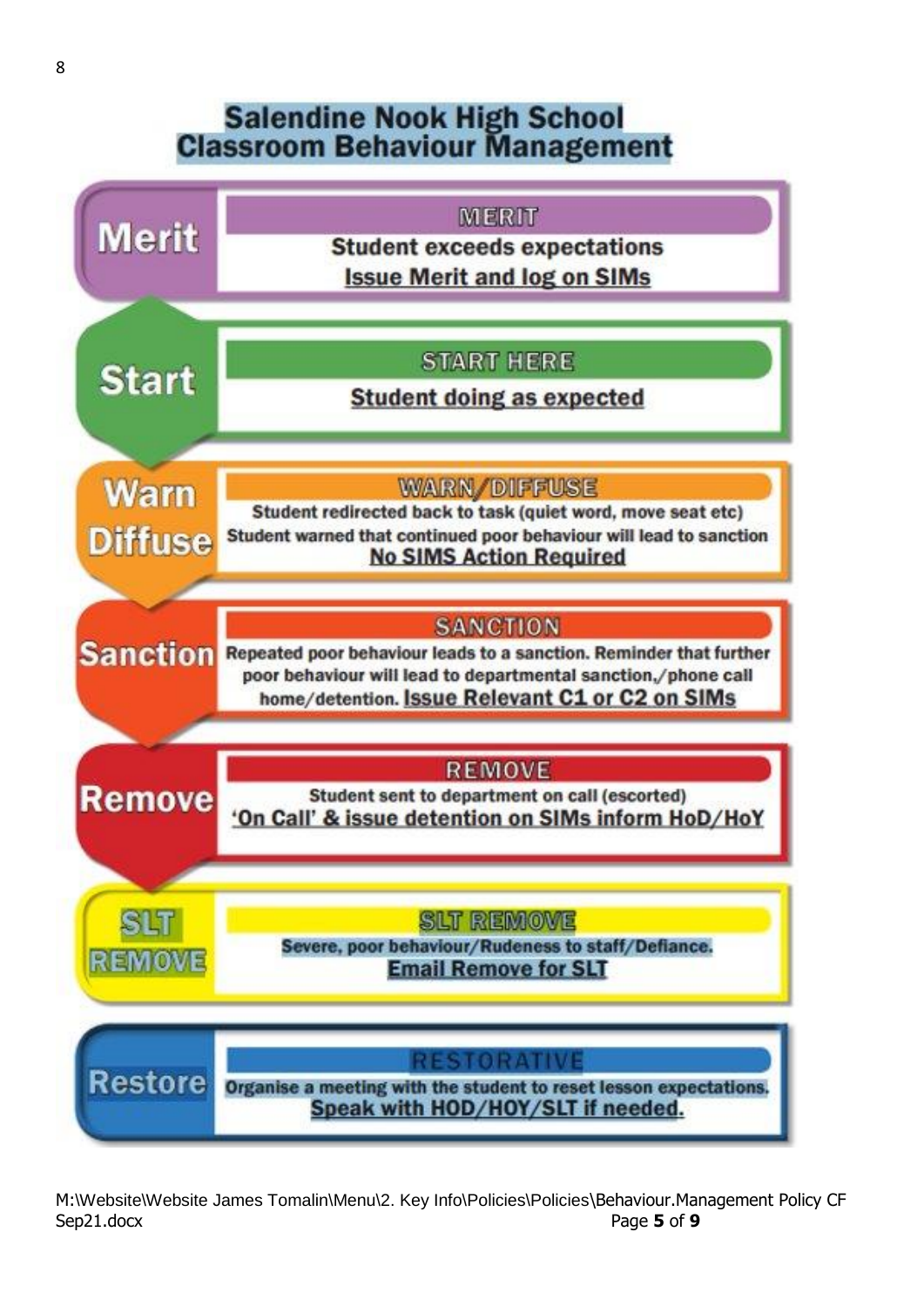# Salendine Nook High School
# Classroom Behaviour Management

| Stage | Description |
| --- | --- |
| **Merit** | **MERIT**<br>**Student exceeds expectations**<br>**Issue Merit and log on SIMs** |
| **Start** | **START HERE**<br>**Student doing as expected** |
| **Warn Diffuse** | **WARN/DIFFUSE**<br>Student redirected back to task (quiet word, move seat etc)<br>Student warned that continued poor behaviour will lead to sanction<br>**No SIMS Action Required** |
| **Sanction** | **SANCTION**<br>Repeated poor behaviour leads to a sanction. Reminder that further poor behaviour will lead to departmental sanction,/phone call home/detention. **Issue Relevant C1 or C2 on SIMs** |
| **Remove** | **REMOVE**<br>Student sent to department on call (escorted)<br>**'On Call' & issue detention on SIMs inform HoD/HoY** |
| **SLT REMOVE** | **SLT REMOVE**<br>Severe, poor behaviour/Rudeness to staff/Defiance.<br>**Email Remove for SLT** |
| **Restore** | **RESTORATIVE**<br>Organise a meeting with the student to reset lesson expectations.<br>**Speak with HOD/HOY/SLT if needed.** |

M:\Website\Website James Tomalin\Menu\2. Key Info\Policies\Policies\Behaviour.Management Policy CF Sep21.docx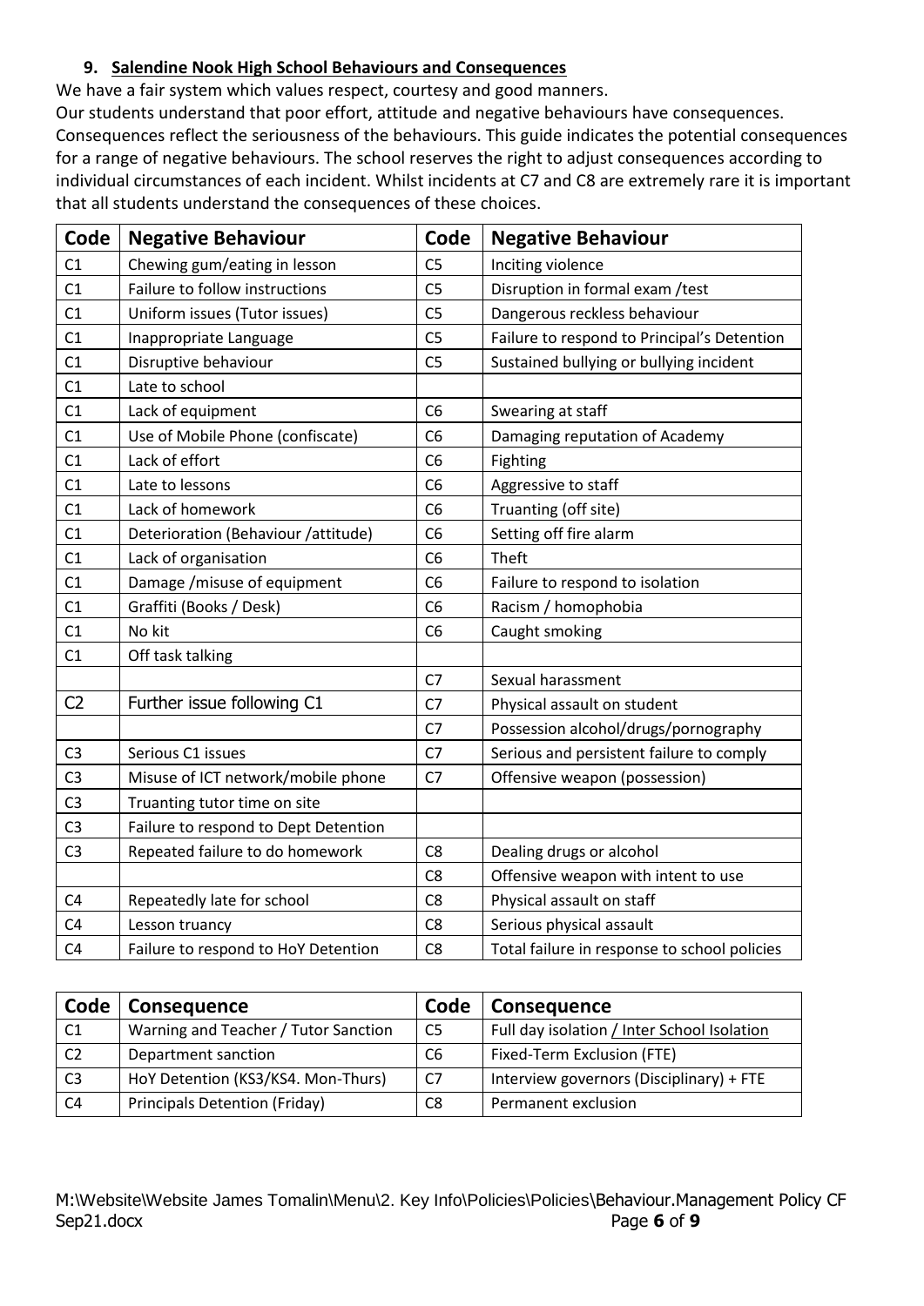## 9. Salendine Nook High School Behaviours and Consequences

We have a fair system which values respect, courtesy and good manners.

Our students understand that poor effort, attitude and negative behaviours have consequences. Consequences reflect the seriousness of the behaviours. This guide indicates the potential consequences for a range of negative behaviours. The school reserves the right to adjust consequences according to individual circumstances of each incident. Whilst incidents at C7 and C8 are extremely rare it is important that all students understand the consequences of these choices.

| Code | Negative Behaviour | Code | Negative Behaviour |
|---|---|---|---|
| C1 | Chewing gum/eating in lesson | C5 | Inciting violence |
| C1 | Failure to follow instructions | C5 | Disruption in formal exam /test |
| C1 | Uniform issues (Tutor issues) | C5 | Dangerous reckless behaviour |
| C1 | Inappropriate Language | C5 | Failure to respond to Principal's Detention |
| C1 | Disruptive behaviour | C5 | Sustained bullying or bullying incident |
| C1 | Late to school | | |
| C1 | Lack of equipment | C6 | Swearing at staff |
| C1 | Use of Mobile Phone (confiscate) | C6 | Damaging reputation of Academy |
| C1 | Lack of effort | C6 | Fighting |
| C1 | Late to lessons | C6 | Aggressive to staff |
| C1 | Lack of homework | C6 | Truanting (off site) |
| C1 | Deterioration (Behaviour /attitude) | C6 | Setting off fire alarm |
| C1 | Lack of organisation | C6 | Theft |
| C1 | Damage /misuse of equipment | C6 | Failure to respond to isolation |
| C1 | Graffiti (Books / Desk) | C6 | Racism / homophobia |
| C1 | No kit | C6 | Caught smoking |
| C1 | Off task talking | | |
| | | C7 | Sexual harassment |
| C2 | Further issue following C1 | C7 | Physical assault on student |
| | | C7 | Possession alcohol/drugs/pornography |
| C3 | Serious C1 issues | C7 | Serious and persistent failure to comply |
| C3 | Misuse of ICT network/mobile phone | C7 | Offensive weapon (possession) |
| C3 | Truanting tutor time on site | | |
| C3 | Failure to respond to Dept Detention | | |
| C3 | Repeated failure to do homework | C8 | Dealing drugs or alcohol |
| | | C8 | Offensive weapon with intent to use |
| C4 | Repeatedly late for school | C8 | Physical assault on staff |
| C4 | Lesson truancy | C8 | Serious physical assault |
| C4 | Failure to respond to HoY Detention | C8 | Total failure in response to school policies |

| Code | Consequence | Code | Consequence |
|---|---|---|---|
| C1 | Warning and Teacher / Tutor Sanction | C5 | Full day isolation / Inter School Isolation |
| C2 | Department sanction | C6 | Fixed-Term Exclusion (FTE) |
| C3 | HoY Detention (KS3/KS4. Mon-Thurs) | C7 | Interview governors (Disciplinary) + FTE |
| C4 | Principals Detention (Friday) | C8 | Permanent exclusion |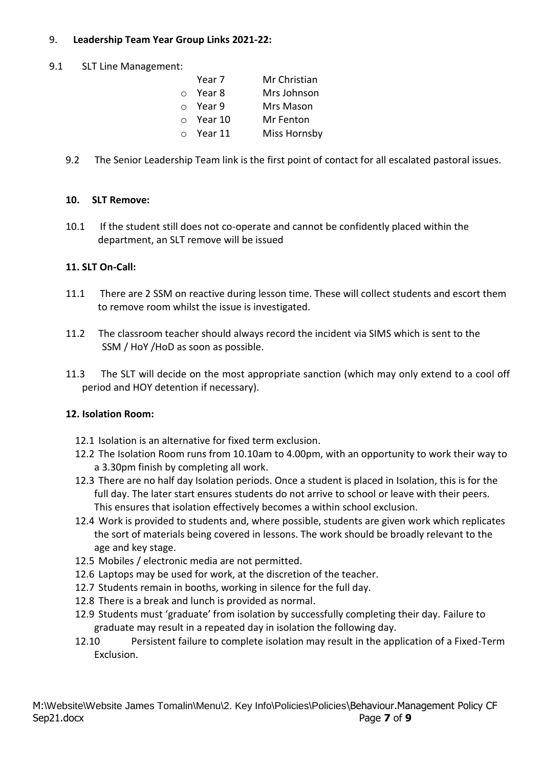9. **Leadership Team Year Group Links 2021-22:**

9.1 SLT Line Management:

- Year 7 Mr Christian
- Year 8 Mrs Johnson
- Year 9 Mrs Mason
- Year 10 Mr Fenton
- Year 11 Miss Hornsby

9.2 The Senior Leadership Team link is the first point of contact for all escalated pastoral issues.

**10. SLT Remove:**

10.1 If the student still does not co-operate and cannot be confidently placed within the department, an SLT remove will be issued

**11. SLT On-Call:**

11.1 There are 2 SSM on reactive during lesson time. These will collect students and escort them to remove room whilst the issue is investigated.

11.2 The classroom teacher should always record the incident via SIMS which is sent to the SSM / HoY /HoD as soon as possible.

11.3 The SLT will decide on the most appropriate sanction (which may only extend to a cool off period and HOY detention if necessary).

**12. Isolation Room:**

12.1 Isolation is an alternative for fixed term exclusion.

12.2 The Isolation Room runs from 10.10am to 4.00pm, with an opportunity to work their way to a 3.30pm finish by completing all work.

12.3 There are no half day Isolation periods. Once a student is placed in Isolation, this is for the full day. The later start ensures students do not arrive to school or leave with their peers. This ensures that isolation effectively becomes a within school exclusion.

12.4 Work is provided to students and, where possible, students are given work which replicates the sort of materials being covered in lessons. The work should be broadly relevant to the age and key stage.

12.5 Mobiles / electronic media are not permitted.

12.6 Laptops may be used for work, at the discretion of the teacher.

12.7 Students remain in booths, working in silence for the full day.

12.8 There is a break and lunch is provided as normal.

12.9 Students must 'graduate' from isolation by successfully completing their day. Failure to graduate may result in a repeated day in isolation the following day.

12.10 Persistent failure to complete isolation may result in the application of a Fixed-Term Exclusion.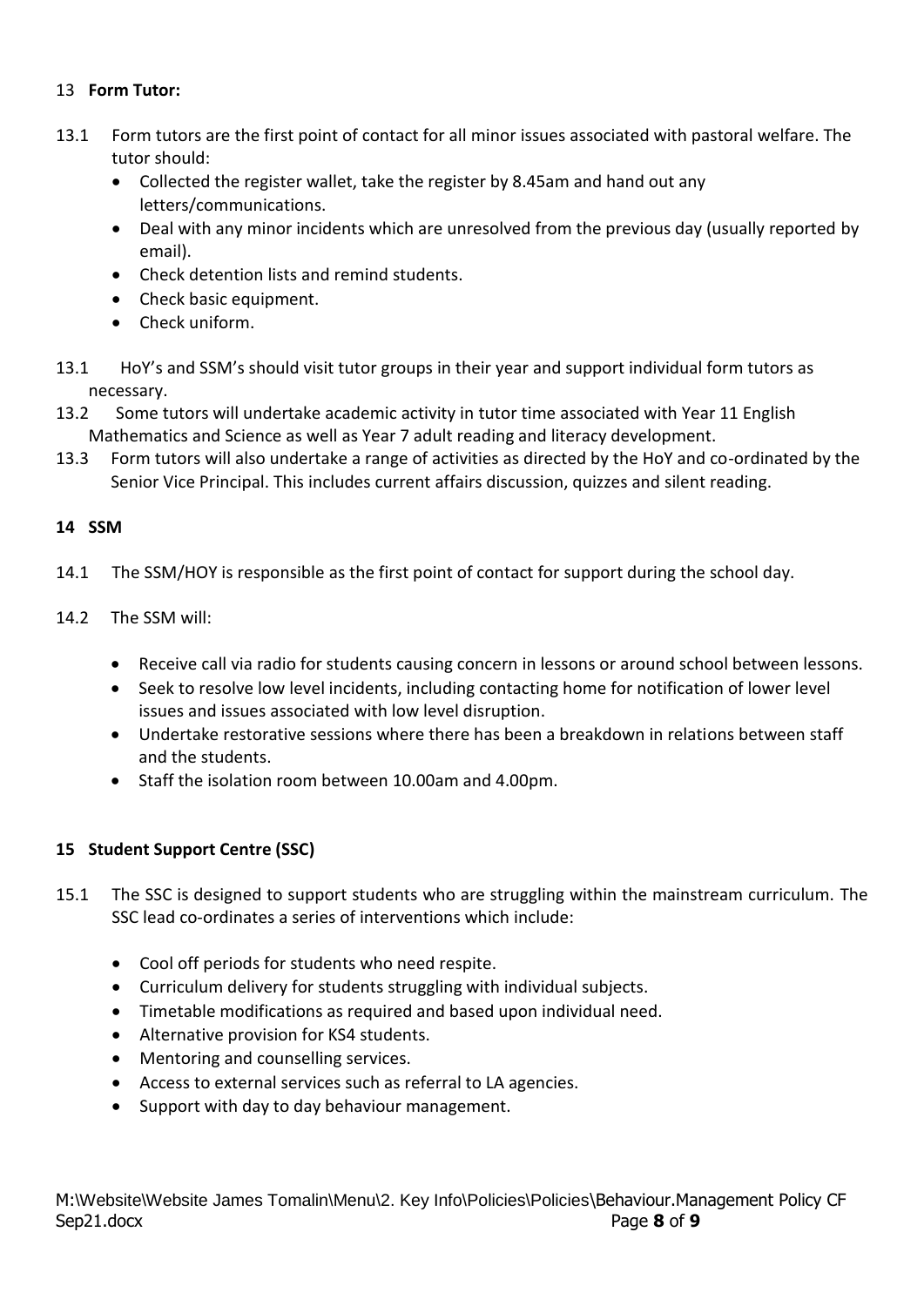## 13 **Form Tutor:**

13.1 Form tutors are the first point of contact for all minor issues associated with pastoral welfare. The tutor should:

- Collected the register wallet, take the register by 8.45am and hand out any letters/communications.
- Deal with any minor incidents which are unresolved from the previous day (usually reported by email).
- Check detention lists and remind students.
- Check basic equipment.
- Check uniform.

13.1 HoY's and SSM's should visit tutor groups in their year and support individual form tutors as necessary.

13.2 Some tutors will undertake academic activity in tutor time associated with Year 11 English Mathematics and Science as well as Year 7 adult reading and literacy development.

13.3 Form tutors will also undertake a range of activities as directed by the HoY and co-ordinated by the Senior Vice Principal. This includes current affairs discussion, quizzes and silent reading.

## 14 SSM

14.1 The SSM/HOY is responsible as the first point of contact for support during the school day.

14.2 The SSM will:

- Receive call via radio for students causing concern in lessons or around school between lessons.
- Seek to resolve low level incidents, including contacting home for notification of lower level issues and issues associated with low level disruption.
- Undertake restorative sessions where there has been a breakdown in relations between staff and the students.
- Staff the isolation room between 10.00am and 4.00pm.

## 15 Student Support Centre (SSC)

15.1 The SSC is designed to support students who are struggling within the mainstream curriculum. The SSC lead co-ordinates a series of interventions which include:

- Cool off periods for students who need respite.
- Curriculum delivery for students struggling with individual subjects.
- Timetable modifications as required and based upon individual need.
- Alternative provision for KS4 students.
- Mentoring and counselling services.
- Access to external services such as referral to LA agencies.
- Support with day to day behaviour management.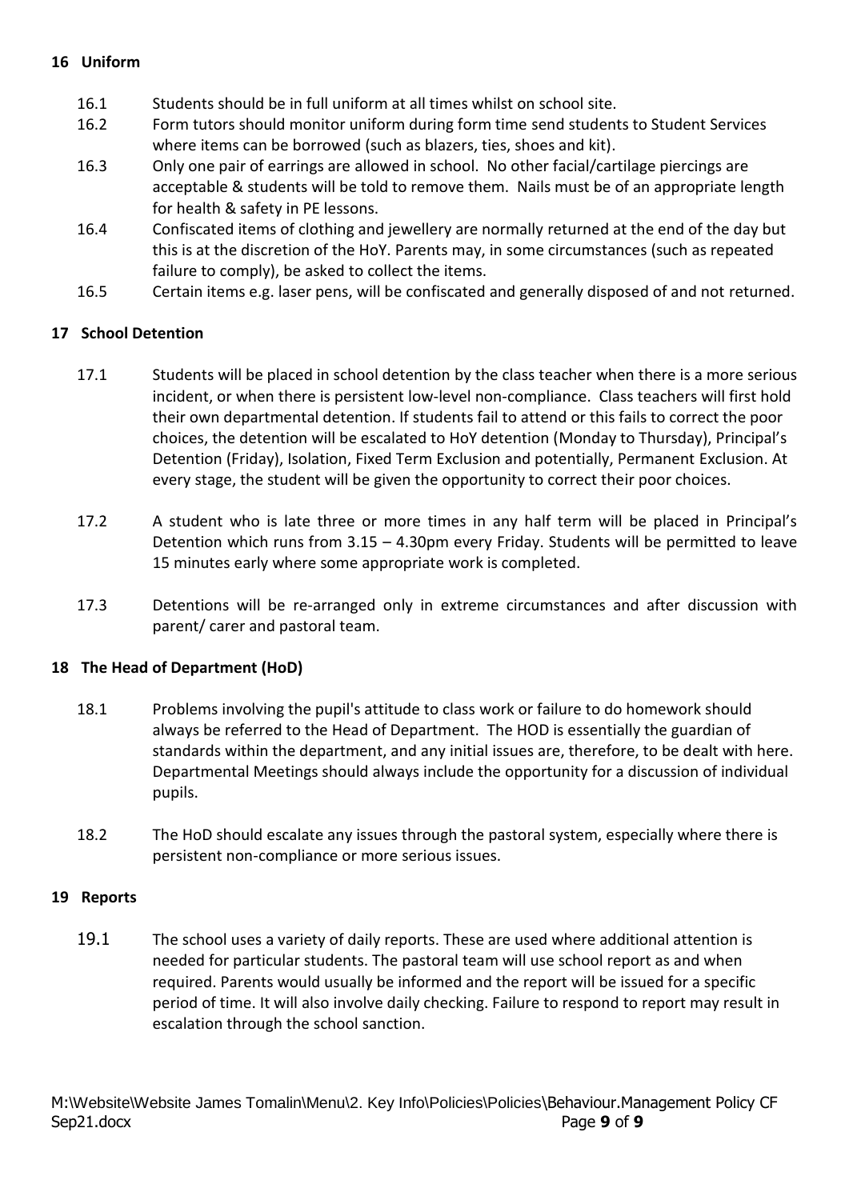## 16 Uniform

16.1 Students should be in full uniform at all times whilst on school site.

16.2 Form tutors should monitor uniform during form time send students to Student Services where items can be borrowed (such as blazers, ties, shoes and kit).

16.3 Only one pair of earrings are allowed in school. No other facial/cartilage piercings are acceptable & students will be told to remove them. Nails must be of an appropriate length for health & safety in PE lessons.

16.4 Confiscated items of clothing and jewellery are normally returned at the end of the day but this is at the discretion of the HoY. Parents may, in some circumstances (such as repeated failure to comply), be asked to collect the items.

16.5 Certain items e.g. laser pens, will be confiscated and generally disposed of and not returned.

## 17 School Detention

17.1 Students will be placed in school detention by the class teacher when there is a more serious incident, or when there is persistent low-level non-compliance. Class teachers will first hold their own departmental detention. If students fail to attend or this fails to correct the poor choices, the detention will be escalated to HoY detention (Monday to Thursday), Principal's Detention (Friday), Isolation, Fixed Term Exclusion and potentially, Permanent Exclusion. At every stage, the student will be given the opportunity to correct their poor choices.

17.2 A student who is late three or more times in any half term will be placed in Principal's Detention which runs from 3.15 – 4.30pm every Friday. Students will be permitted to leave 15 minutes early where some appropriate work is completed.

17.3 Detentions will be re-arranged only in extreme circumstances and after discussion with parent/ carer and pastoral team.

## 18 The Head of Department (HoD)

18.1 Problems involving the pupil's attitude to class work or failure to do homework should always be referred to the Head of Department. The HOD is essentially the guardian of standards within the department, and any initial issues are, therefore, to be dealt with here. Departmental Meetings should always include the opportunity for a discussion of individual pupils.

18.2 The HoD should escalate any issues through the pastoral system, especially where there is persistent non-compliance or more serious issues.

## 19 Reports

19.1 The school uses a variety of daily reports. These are used where additional attention is needed for particular students. The pastoral team will use school report as and when required. Parents would usually be informed and the report will be issued for a specific period of time. It will also involve daily checking. Failure to respond to report may result in escalation through the school sanction.